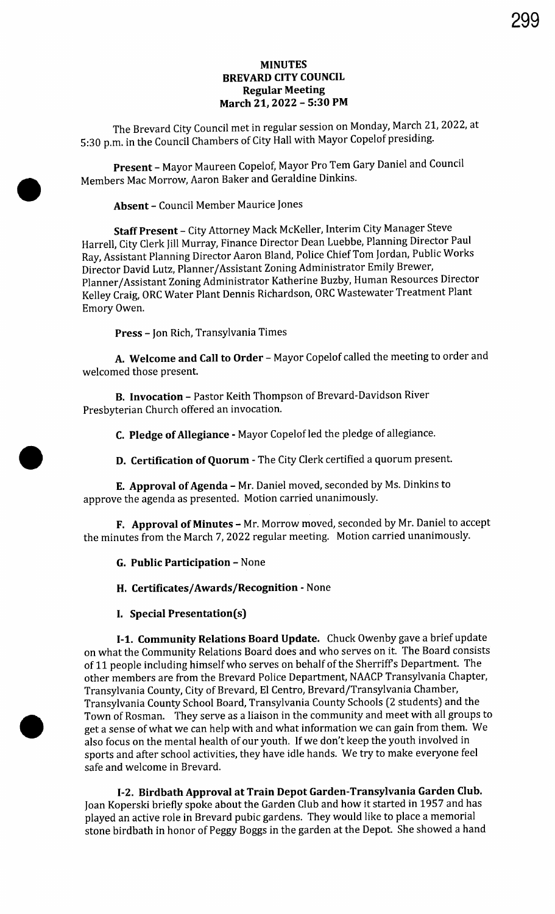# MINUTES
# BREVARD CITY COUNCIL
## Regular Meeting
## March 21, 2022 – 5:30 PM

The Brevard City Council met in regular session on Monday, March 21, 2022, at 5:30 p.m. in the Council Chambers of City Hall with Mayor Copelof presiding.

**Present** – Mayor Maureen Copelof, Mayor Pro Tem Gary Daniel and Council Members Mac Morrow, Aaron Baker and Geraldine Dinkins.

**Absent** – Council Member Maurice Jones

**Staff Present** – City Attorney Mack McKeller, Interim City Manager Steve Harrell, City Clerk Jill Murray, Finance Director Dean Luebbe, Planning Director Paul Ray, Assistant Planning Director Aaron Bland, Police Chief Tom Jordan, Public Works Director David Lutz, Planner/Assistant Zoning Administrator Emily Brewer, Planner/Assistant Zoning Administrator Katherine Buzby, Human Resources Director Kelley Craig, ORC Water Plant Dennis Richardson, ORC Wastewater Treatment Plant Emory Owen.

**Press** – Jon Rich, Transylvania Times

**A. Welcome and Call to Order** – Mayor Copelof called the meeting to order and welcomed those present.

**B. Invocation** – Pastor Keith Thompson of Brevard-Davidson River Presbyterian Church offered an invocation.

**C. Pledge of Allegiance** - Mayor Copelof led the pledge of allegiance.

**D. Certification of Quorum** - The City Clerk certified a quorum present.

**E. Approval of Agenda** – Mr. Daniel moved, seconded by Ms. Dinkins to approve the agenda as presented. Motion carried unanimously.

**F. Approval of Minutes** – Mr. Morrow moved, seconded by Mr. Daniel to accept the minutes from the March 7, 2022 regular meeting. Motion carried unanimously.

**G. Public Participation** – None

**H. Certificates/Awards/Recognition** - None

**I. Special Presentation(s)**

**I-1. Community Relations Board Update.** Chuck Owenby gave a brief update on what the Community Relations Board does and who serves on it. The Board consists of 11 people including himself who serves on behalf of the Sherriff's Department. The other members are from the Brevard Police Department, NAACP Transylvania Chapter, Transylvania County, City of Brevard, El Centro, Brevard/Transylvania Chamber, Transylvania County School Board, Transylvania County Schools (2 students) and the Town of Rosman. They serve as a liaison in the community and meet with all groups to get a sense of what we can help with and what information we can gain from them. We also focus on the mental health of our youth. If we don't keep the youth involved in sports and after school activities, they have idle hands. We try to make everyone feel safe and welcome in Brevard.

**I-2. Birdbath Approval at Train Depot Garden-Transylvania Garden Club.** Joan Koperski briefly spoke about the Garden Club and how it started in 1957 and has played an active role in Brevard pubic gardens. They would like to place a memorial stone birdbath in honor of Peggy Boggs in the garden at the Depot. She showed a hand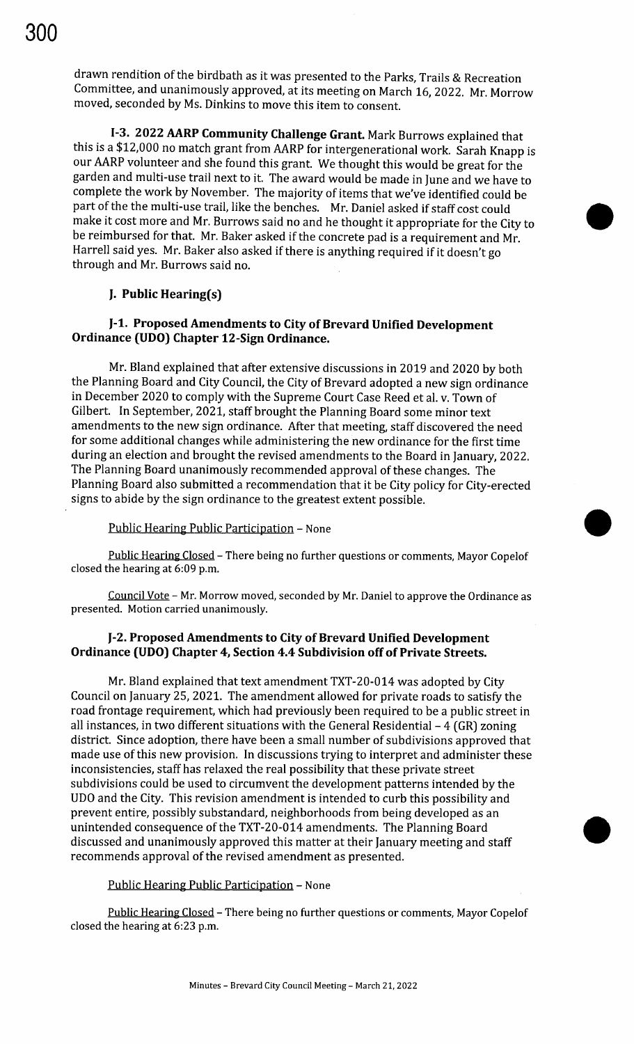drawn rendition of the birdbath as it was presented to the Parks, Trails & Recreation Committee, and unanimously approved, at its meeting on March 16, 2022. Mr. Morrow moved, seconded by Ms. Dinkins to move this item to consent.

**I-3. 2022 AARP Community Challenge Grant.** Mark Burrows explained that this is a $12,000 no match grant from AARP for intergenerational work. Sarah Knapp is our AARP volunteer and she found this grant. We thought this would be great for the garden and multi-use trail next to it. The award would be made in June and we have to complete the work by November. The majority of items that we've identified could be part of the the multi-use trail, like the benches. Mr. Daniel asked if staff cost could make it cost more and Mr. Burrows said no and he thought it appropriate for the City to be reimbursed for that. Mr. Baker asked if the concrete pad is a requirement and Mr. Harrell said yes. Mr. Baker also asked if there is anything required if it doesn't go through and Mr. Burrows said no.

### J. Public Hearing(s)

### J-1. Proposed Amendments to City of Brevard Unified Development Ordinance (UDO) Chapter 12-Sign Ordinance.

Mr. Bland explained that after extensive discussions in 2019 and 2020 by both the Planning Board and City Council, the City of Brevard adopted a new sign ordinance in December 2020 to comply with the Supreme Court Case Reed et al. v. Town of Gilbert. In September, 2021, staff brought the Planning Board some minor text amendments to the new sign ordinance. After that meeting, staff discovered the need for some additional changes while administering the new ordinance for the first time during an election and brought the revised amendments to the Board in January, 2022. The Planning Board unanimously recommended approval of these changes. The Planning Board also submitted a recommendation that it be City policy for City-erected signs to abide by the sign ordinance to the greatest extent possible.

Public Hearing Public Participation – None

Public Hearing Closed – There being no further questions or comments, Mayor Copelof closed the hearing at 6:09 p.m.

Council Vote – Mr. Morrow moved, seconded by Mr. Daniel to approve the Ordinance as presented. Motion carried unanimously.

### J-2. Proposed Amendments to City of Brevard Unified Development Ordinance (UDO) Chapter 4, Section 4.4 Subdivision off of Private Streets.

Mr. Bland explained that text amendment TXT-20-014 was adopted by City Council on January 25, 2021. The amendment allowed for private roads to satisfy the road frontage requirement, which had previously been required to be a public street in all instances, in two different situations with the General Residential – 4 (GR) zoning district. Since adoption, there have been a small number of subdivisions approved that made use of this new provision. In discussions trying to interpret and administer these inconsistencies, staff has relaxed the real possibility that these private street subdivisions could be used to circumvent the development patterns intended by the UDO and the City. This revision amendment is intended to curb this possibility and prevent entire, possibly substandard, neighborhoods from being developed as an unintended consequence of the TXT-20-014 amendments. The Planning Board discussed and unanimously approved this matter at their January meeting and staff recommends approval of the revised amendment as presented.

Public Hearing Public Participation – None

Public Hearing Closed – There being no further questions or comments, Mayor Copelof closed the hearing at 6:23 p.m.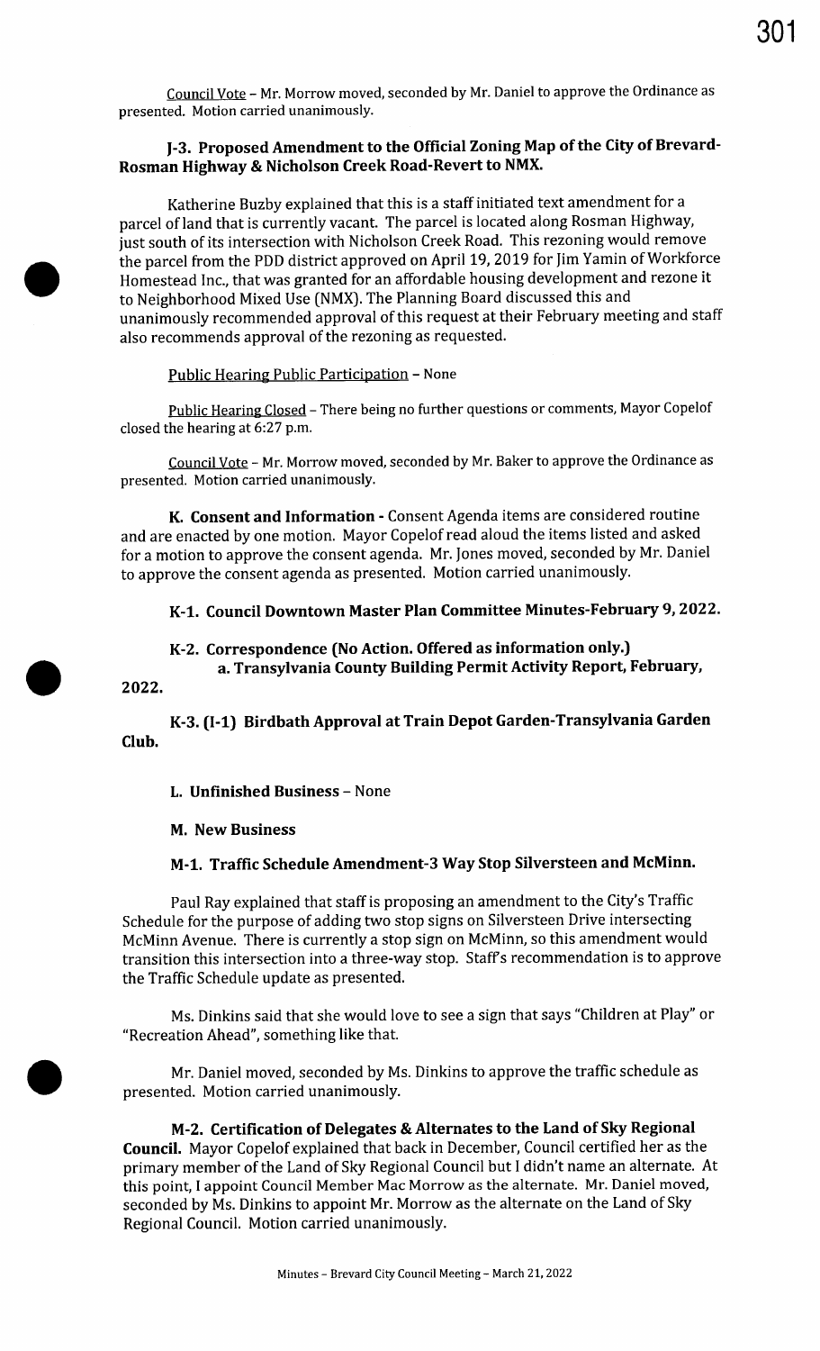Council Vote – Mr. Morrow moved, seconded by Mr. Daniel to approve the Ordinance as presented. Motion carried unanimously.

### J-3. Proposed Amendment to the Official Zoning Map of the City of Brevard-Rosman Highway & Nicholson Creek Road-Revert to NMX.

Katherine Buzby explained that this is a staff initiated text amendment for a parcel of land that is currently vacant. The parcel is located along Rosman Highway, just south of its intersection with Nicholson Creek Road. This rezoning would remove the parcel from the PDD district approved on April 19, 2019 for Jim Yamin of Workforce Homestead Inc., that was granted for an affordable housing development and rezone it to Neighborhood Mixed Use (NMX). The Planning Board discussed this and unanimously recommended approval of this request at their February meeting and staff also recommends approval of the rezoning as requested.

Public Hearing Public Participation – None

Public Hearing Closed – There being no further questions or comments, Mayor Copelof closed the hearing at 6:27 p.m.

Council Vote – Mr. Morrow moved, seconded by Mr. Baker to approve the Ordinance as presented. Motion carried unanimously.

**K. Consent and Information -** Consent Agenda items are considered routine and are enacted by one motion. Mayor Copelof read aloud the items listed and asked for a motion to approve the consent agenda. Mr. Jones moved, seconded by Mr. Daniel to approve the consent agenda as presented. Motion carried unanimously.

### K-1. Council Downtown Master Plan Committee Minutes-February 9, 2022.

### K-2. Correspondence (No Action. Offered as information only.)
**a. Transylvania County Building Permit Activity Report, February, 2022.**

### K-3. (I-1) Birdbath Approval at Train Depot Garden-Transylvania Garden Club.

### L. Unfinished Business – None

### M. New Business

### M-1. Traffic Schedule Amendment-3 Way Stop Silversteen and McMinn.

Paul Ray explained that staff is proposing an amendment to the City's Traffic Schedule for the purpose of adding two stop signs on Silversteen Drive intersecting McMinn Avenue. There is currently a stop sign on McMinn, so this amendment would transition this intersection into a three-way stop. Staff's recommendation is to approve the Traffic Schedule update as presented.

Ms. Dinkins said that she would love to see a sign that says "Children at Play" or "Recreation Ahead", something like that.

Mr. Daniel moved, seconded by Ms. Dinkins to approve the traffic schedule as presented. Motion carried unanimously.

**M-2. Certification of Delegates & Alternates to the Land of Sky Regional Council.** Mayor Copelof explained that back in December, Council certified her as the primary member of the Land of Sky Regional Council but I didn't name an alternate. At this point, I appoint Council Member Mac Morrow as the alternate. Mr. Daniel moved, seconded by Ms. Dinkins to appoint Mr. Morrow as the alternate on the Land of Sky Regional Council. Motion carried unanimously.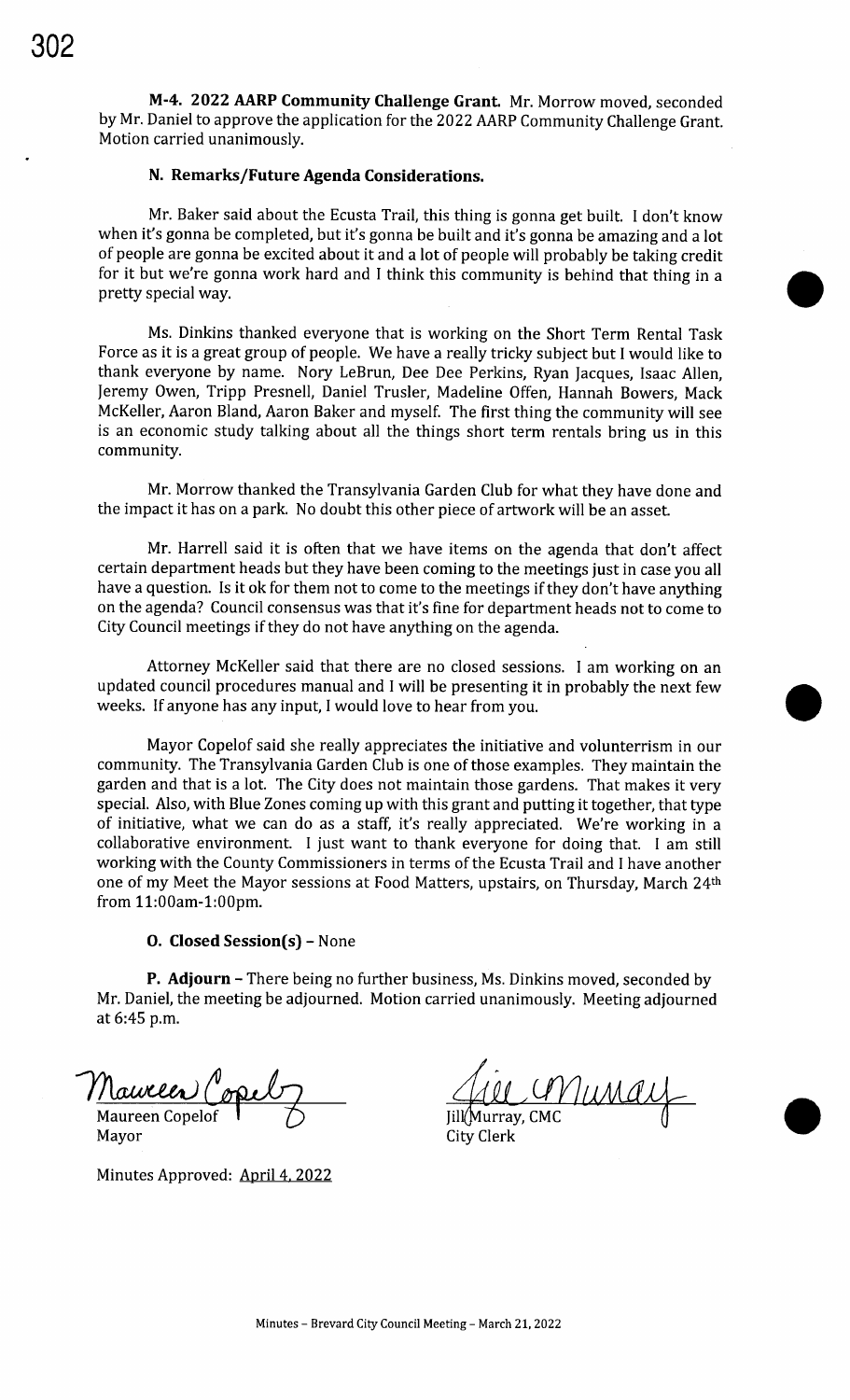**M-4. 2022 AARP Community Challenge Grant.** Mr. Morrow moved, seconded by Mr. Daniel to approve the application for the 2022 AARP Community Challenge Grant. Motion carried unanimously.

**N. Remarks/Future Agenda Considerations.**

Mr. Baker said about the Ecusta Trail, this thing is gonna get built. I don't know when it's gonna be completed, but it's gonna be built and it's gonna be amazing and a lot of people are gonna be excited about it and a lot of people will probably be taking credit for it but we're gonna work hard and I think this community is behind that thing in a pretty special way.

Ms. Dinkins thanked everyone that is working on the Short Term Rental Task Force as it is a great group of people. We have a really tricky subject but I would like to thank everyone by name. Nory LeBrun, Dee Dee Perkins, Ryan Jacques, Isaac Allen, Jeremy Owen, Tripp Presnell, Daniel Trusler, Madeline Offen, Hannah Bowers, Mack McKeller, Aaron Bland, Aaron Baker and myself. The first thing the community will see is an economic study talking about all the things short term rentals bring us in this community.

Mr. Morrow thanked the Transylvania Garden Club for what they have done and the impact it has on a park. No doubt this other piece of artwork will be an asset.

Mr. Harrell said it is often that we have items on the agenda that don't affect certain department heads but they have been coming to the meetings just in case you all have a question. Is it ok for them not to come to the meetings if they don't have anything on the agenda? Council consensus was that it's fine for department heads not to come to City Council meetings if they do not have anything on the agenda.

Attorney McKeller said that there are no closed sessions. I am working on an updated council procedures manual and I will be presenting it in probably the next few weeks. If anyone has any input, I would love to hear from you.

Mayor Copelof said she really appreciates the initiative and volunterrism in our community. The Transylvania Garden Club is one of those examples. They maintain the garden and that is a lot. The City does not maintain those gardens. That makes it very special. Also, with Blue Zones coming up with this grant and putting it together, that type of initiative, what we can do as a staff, it's really appreciated. We're working in a collaborative environment. I just want to thank everyone for doing that. I am still working with the County Commissioners in terms of the Ecusta Trail and I have another one of my Meet the Mayor sessions at Food Matters, upstairs, on Thursday, March 24th from 11:00am-1:00pm.

**O. Closed Session(s)** – None

**P. Adjourn** – There being no further business, Ms. Dinkins moved, seconded by Mr. Daniel, the meeting be adjourned. Motion carried unanimously. Meeting adjourned at 6:45 p.m.

Maureen Copelof
Mayor

Jill Murray, CMC
City Clerk

Minutes Approved: April 4, 2022